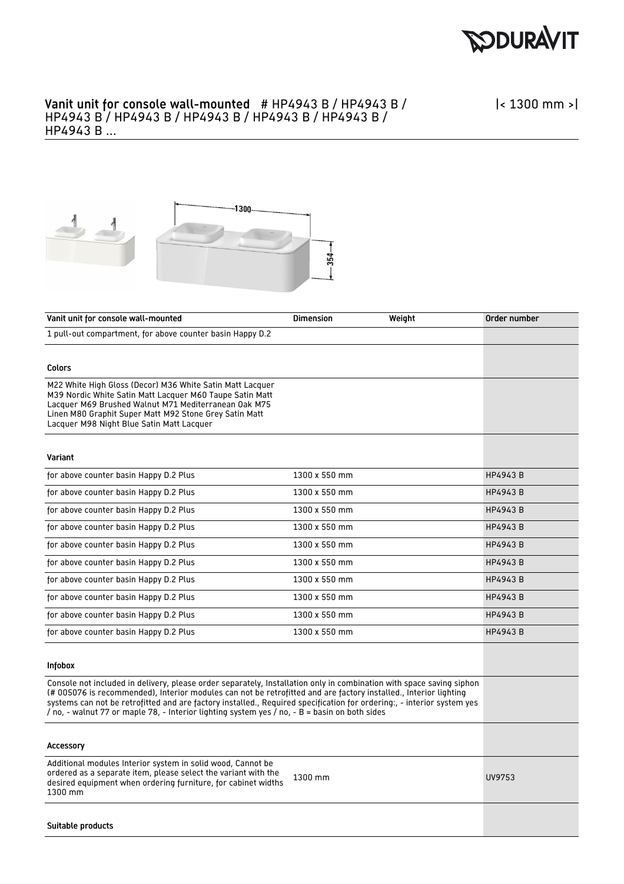## Vanit unit for console wall-mounted # HP4943 B / HP4943 B / HP4943 B / HP4943 B / HP4943 B / HP4943 B / HP4943 B / HP4943 B ...

|< 1300 mm >|

| Vanit unit for console wall-mounted | Dimension | Weight | Order number |
|---|---|---|---|
| 1 pull-out compartment, for above counter basin Happy D.2 | | | |
| **Colors** | | | |
| M22 White High Gloss (Decor) M36 White Satin Matt Lacquer M39 Nordic White Satin Matt Lacquer M60 Taupe Satin Matt Lacquer M69 Brushed Walnut M71 Mediterranean Oak M75 Linen M80 Graphit Super Matt M92 Stone Grey Satin Matt Lacquer M98 Night Blue Satin Matt Lacquer | | | |
| **Variant** | | | |
| for above counter basin Happy D.2 Plus | 1300 x 550 mm | | HP4943 B |
| for above counter basin Happy D.2 Plus | 1300 x 550 mm | | HP4943 B |
| for above counter basin Happy D.2 Plus | 1300 x 550 mm | | HP4943 B |
| for above counter basin Happy D.2 Plus | 1300 x 550 mm | | HP4943 B |
| for above counter basin Happy D.2 Plus | 1300 x 550 mm | | HP4943 B |
| for above counter basin Happy D.2 Plus | 1300 x 550 mm | | HP4943 B |
| for above counter basin Happy D.2 Plus | 1300 x 550 mm | | HP4943 B |
| for above counter basin Happy D.2 Plus | 1300 x 550 mm | | HP4943 B |
| for above counter basin Happy D.2 Plus | 1300 x 550 mm | | HP4943 B |
| for above counter basin Happy D.2 Plus | 1300 x 550 mm | | HP4943 B |
| **Infobox** | | | |
| Console not included in delivery, please order separately, Installation only in combination with space saving siphon (# 005076 is recommended), Interior modules can not be retrofitted and are factory installed., Interior lighting systems can not be retrofitted and are factory installed., Required specification for ordering:, - interior system yes / no, - walnut 77 or maple 78, - Interior lighting system yes / no, - B = basin on both sides | | | |
| **Accessory** | | | |
| Additional modules Interior system in solid wood, Cannot be ordered as a separate item, please select the variant with the desired equipment when ordering furniture, for cabinet widths 1300 mm | 1300 mm | | UV9753 |
| **Suitable products** | | | |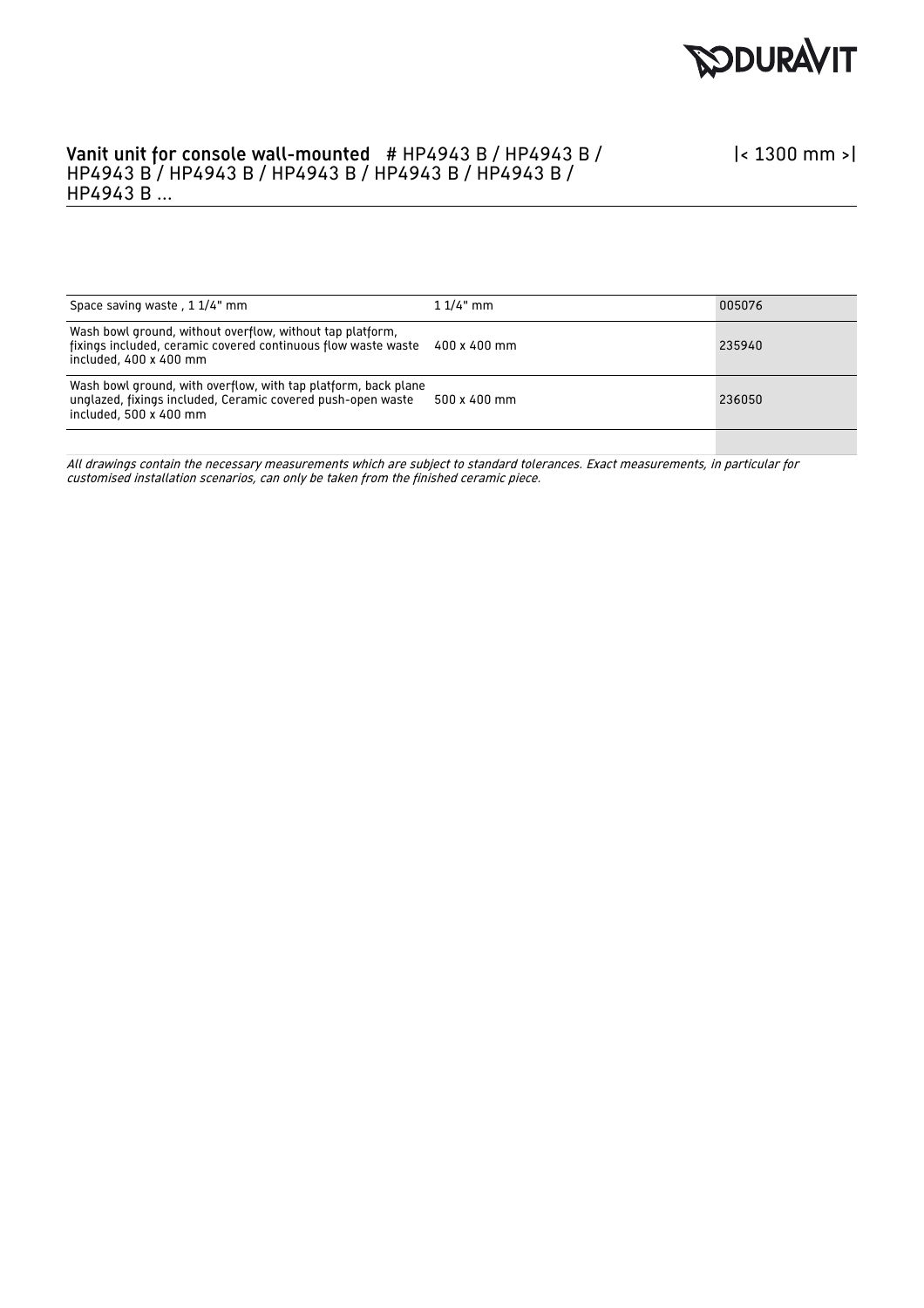**Vanit unit for console wall-mounted** # HP4943 B / HP4943 B / HP4943 B / HP4943 B / HP4943 B / HP4943 B / HP4943 B / HP4943 B ...

|< 1300 mm >|

| | | |
|---|---|---|
| Space saving waste , 1 1/4" mm | 1 1/4" mm | 005076 |
| Wash bowl ground, without overflow, without tap platform, fixings included, ceramic covered continuous flow waste waste included, 400 x 400 mm | 400 x 400 mm | 235940 |
| Wash bowl ground, with overflow, with tap platform, back plane unglazed, fixings included, Ceramic covered push-open waste included, 500 x 400 mm | 500 x 400 mm | 236050 |
| | | |

*All drawings contain the necessary measurements which are subject to standard tolerances. Exact measurements, in particular for customised installation scenarios, can only be taken from the finished ceramic piece.*